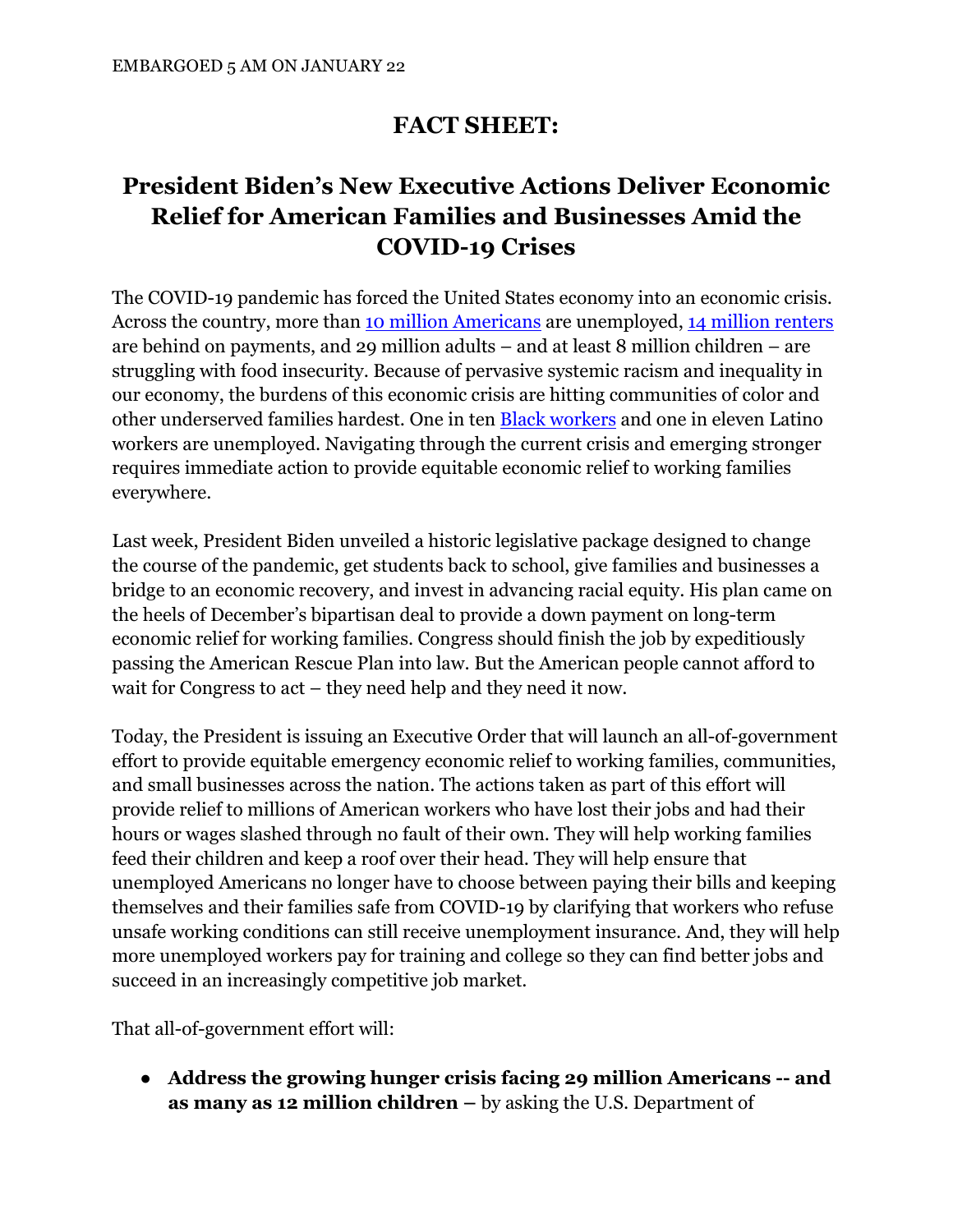EMBARGOED 5 AM ON JANUARY 22

# FACT SHEET:

## President Biden's New Executive Actions Deliver Economic Relief for American Families and Businesses Amid the COVID-19 Crises

The COVID-19 pandemic has forced the United States economy into an economic crisis. Across the country, more than 10 million Americans are unemployed, 14 million renters are behind on payments, and 29 million adults – and at least 8 million children – are struggling with food insecurity. Because of pervasive systemic racism and inequality in our economy, the burdens of this economic crisis are hitting communities of color and other underserved families hardest. One in ten Black workers and one in eleven Latino workers are unemployed. Navigating through the current crisis and emerging stronger requires immediate action to provide equitable economic relief to working families everywhere.

Last week, President Biden unveiled a historic legislative package designed to change the course of the pandemic, get students back to school, give families and businesses a bridge to an economic recovery, and invest in advancing racial equity. His plan came on the heels of December's bipartisan deal to provide a down payment on long-term economic relief for working families. Congress should finish the job by expeditiously passing the American Rescue Plan into law. But the American people cannot afford to wait for Congress to act – they need help and they need it now.

Today, the President is issuing an Executive Order that will launch an all-of-government effort to provide equitable emergency economic relief to working families, communities, and small businesses across the nation. The actions taken as part of this effort will provide relief to millions of American workers who have lost their jobs and had their hours or wages slashed through no fault of their own. They will help working families feed their children and keep a roof over their head. They will help ensure that unemployed Americans no longer have to choose between paying their bills and keeping themselves and their families safe from COVID-19 by clarifying that workers who refuse unsafe working conditions can still receive unemployment insurance. And, they will help more unemployed workers pay for training and college so they can find better jobs and succeed in an increasingly competitive job market.

That all-of-government effort will:

- **Address the growing hunger crisis facing 29 million Americans -- and as many as 12 million children –** by asking the U.S. Department of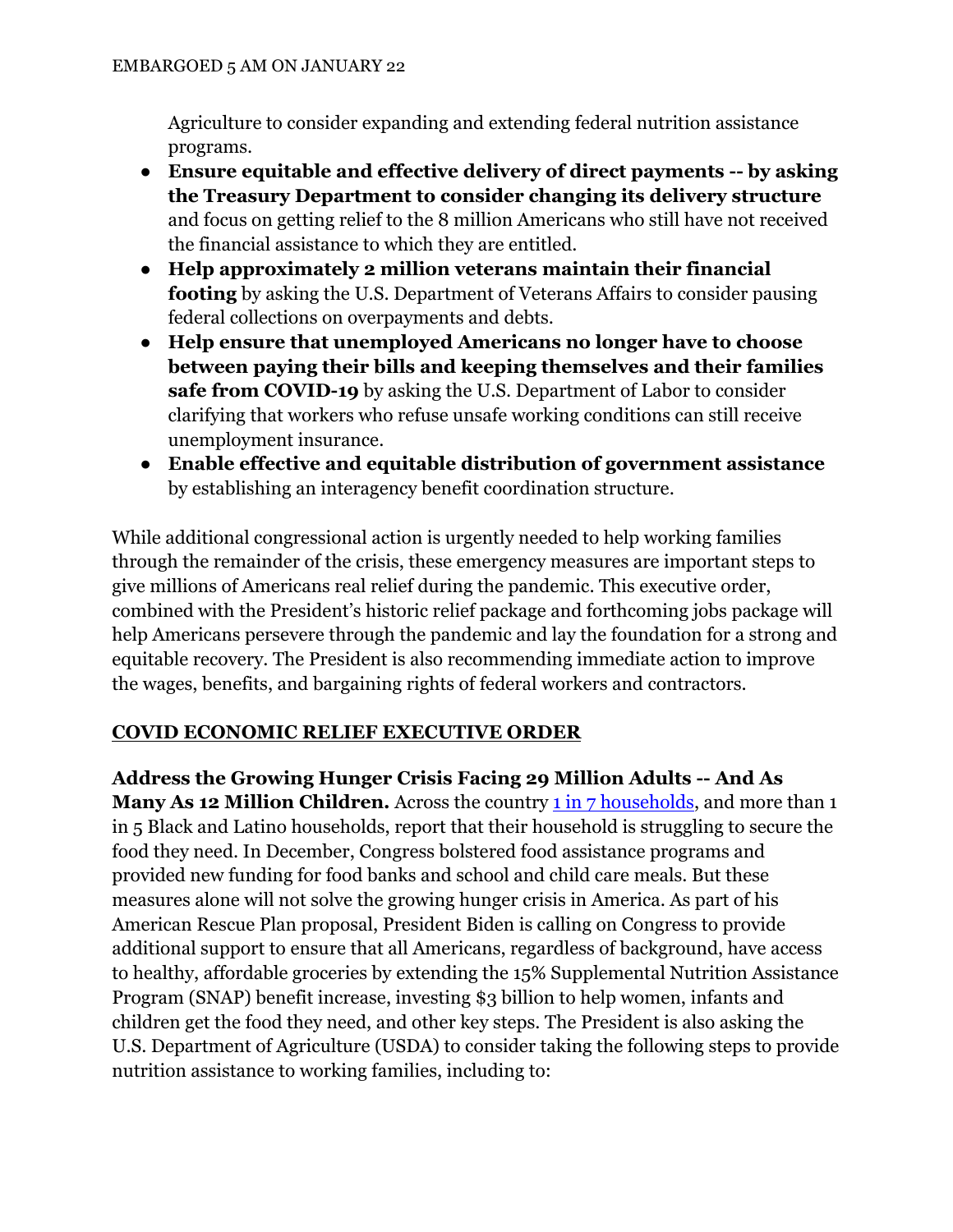Agriculture to consider expanding and extending federal nutrition assistance programs.

- **Ensure equitable and effective delivery of direct payments -- by asking the Treasury Department to consider changing its delivery structure** and focus on getting relief to the 8 million Americans who still have not received the financial assistance to which they are entitled.
- **Help approximately 2 million veterans maintain their financial footing** by asking the U.S. Department of Veterans Affairs to consider pausing federal collections on overpayments and debts.
- **Help ensure that unemployed Americans no longer have to choose between paying their bills and keeping themselves and their families safe from COVID-19** by asking the U.S. Department of Labor to consider clarifying that workers who refuse unsafe working conditions can still receive unemployment insurance.
- **Enable effective and equitable distribution of government assistance** by establishing an interagency benefit coordination structure.

While additional congressional action is urgently needed to help working families through the remainder of the crisis, these emergency measures are important steps to give millions of Americans real relief during the pandemic. This executive order, combined with the President's historic relief package and forthcoming jobs package will help Americans persevere through the pandemic and lay the foundation for a strong and equitable recovery. The President is also recommending immediate action to improve the wages, benefits, and bargaining rights of federal workers and contractors.

## COVID ECONOMIC RELIEF EXECUTIVE ORDER

**Address the Growing Hunger Crisis Facing 29 Million Adults -- And As Many As 12 Million Children.** Across the country 1 in 7 households, and more than 1 in 5 Black and Latino households, report that their household is struggling to secure the food they need. In December, Congress bolstered food assistance programs and provided new funding for food banks and school and child care meals. But these measures alone will not solve the growing hunger crisis in America. As part of his American Rescue Plan proposal, President Biden is calling on Congress to provide additional support to ensure that all Americans, regardless of background, have access to healthy, affordable groceries by extending the 15% Supplemental Nutrition Assistance Program (SNAP) benefit increase, investing $3 billion to help women, infants and children get the food they need, and other key steps. The President is also asking the U.S. Department of Agriculture (USDA) to consider taking the following steps to provide nutrition assistance to working families, including to: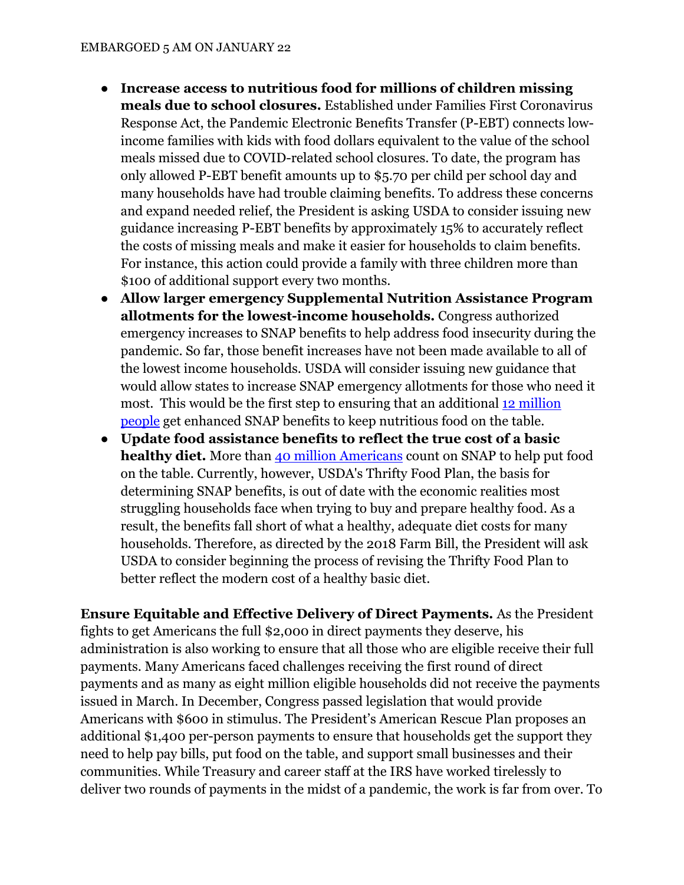- **Increase access to nutritious food for millions of children missing meals due to school closures.** Established under Families First Coronavirus Response Act, the Pandemic Electronic Benefits Transfer (P-EBT) connects low-income families with kids with food dollars equivalent to the value of the school meals missed due to COVID-related school closures. To date, the program has only allowed P-EBT benefit amounts up to $5.70 per child per school day and many households have had trouble claiming benefits. To address these concerns and expand needed relief, the President is asking USDA to consider issuing new guidance increasing P-EBT benefits by approximately 15% to accurately reflect the costs of missing meals and make it easier for households to claim benefits. For instance, this action could provide a family with three children more than $100 of additional support every two months.
- **Allow larger emergency Supplemental Nutrition Assistance Program allotments for the lowest-income households.** Congress authorized emergency increases to SNAP benefits to help address food insecurity during the pandemic. So far, those benefit increases have not been made available to all of the lowest income households. USDA will consider issuing new guidance that would allow states to increase SNAP emergency allotments for those who need it most. This would be the first step to ensuring that an additional 12 million people get enhanced SNAP benefits to keep nutritious food on the table.
- **Update food assistance benefits to reflect the true cost of a basic healthy diet.** More than 40 million Americans count on SNAP to help put food on the table. Currently, however, USDA's Thrifty Food Plan, the basis for determining SNAP benefits, is out of date with the economic realities most struggling households face when trying to buy and prepare healthy food. As a result, the benefits fall short of what a healthy, adequate diet costs for many households. Therefore, as directed by the 2018 Farm Bill, the President will ask USDA to consider beginning the process of revising the Thrifty Food Plan to better reflect the modern cost of a healthy basic diet.

**Ensure Equitable and Effective Delivery of Direct Payments.** As the President fights to get Americans the full $2,000 in direct payments they deserve, his administration is also working to ensure that all those who are eligible receive their full payments. Many Americans faced challenges receiving the first round of direct payments and as many as eight million eligible households did not receive the payments issued in March. In December, Congress passed legislation that would provide Americans with $600 in stimulus. The President's American Rescue Plan proposes an additional $1,400 per-person payments to ensure that households get the support they need to help pay bills, put food on the table, and support small businesses and their communities. While Treasury and career staff at the IRS have worked tirelessly to deliver two rounds of payments in the midst of a pandemic, the work is far from over. To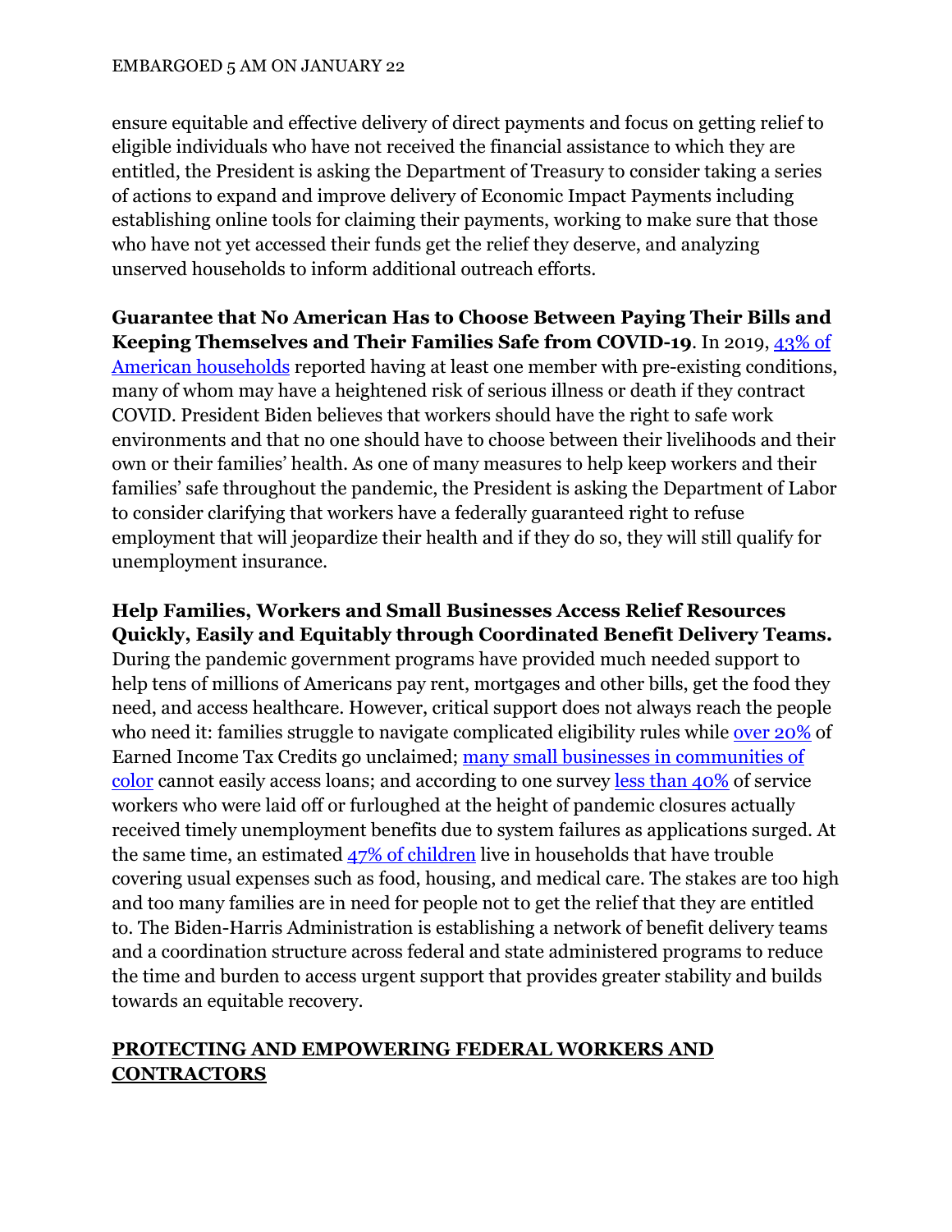ensure equitable and effective delivery of direct payments and focus on getting relief to eligible individuals who have not received the financial assistance to which they are entitled, the President is asking the Department of Treasury to consider taking a series of actions to expand and improve delivery of Economic Impact Payments including establishing online tools for claiming their payments, working to make sure that those who have not yet accessed their funds get the relief they deserve, and analyzing unserved households to inform additional outreach efforts.

**Guarantee that No American Has to Choose Between Paying Their Bills and Keeping Themselves and Their Families Safe from COVID-19**. In 2019, 43% of American households reported having at least one member with pre-existing conditions, many of whom may have a heightened risk of serious illness or death if they contract COVID. President Biden believes that workers should have the right to safe work environments and that no one should have to choose between their livelihoods and their own or their families' health. As one of many measures to help keep workers and their families' safe throughout the pandemic, the President is asking the Department of Labor to consider clarifying that workers have a federally guaranteed right to refuse employment that will jeopardize their health and if they do so, they will still qualify for unemployment insurance.

**Help Families, Workers and Small Businesses Access Relief Resources Quickly, Easily and Equitably through Coordinated Benefit Delivery Teams.** During the pandemic government programs have provided much needed support to help tens of millions of Americans pay rent, mortgages and other bills, get the food they need, and access healthcare. However, critical support does not always reach the people who need it: families struggle to navigate complicated eligibility rules while over 20% of Earned Income Tax Credits go unclaimed; many small businesses in communities of color cannot easily access loans; and according to one survey less than 40% of service workers who were laid off or furloughed at the height of pandemic closures actually received timely unemployment benefits due to system failures as applications surged. At the same time, an estimated 47% of children live in households that have trouble covering usual expenses such as food, housing, and medical care. The stakes are too high and too many families are in need for people not to get the relief that they are entitled to. The Biden-Harris Administration is establishing a network of benefit delivery teams and a coordination structure across federal and state administered programs to reduce the time and burden to access urgent support that provides greater stability and builds towards an equitable recovery.

## PROTECTING AND EMPOWERING FEDERAL WORKERS AND CONTRACTORS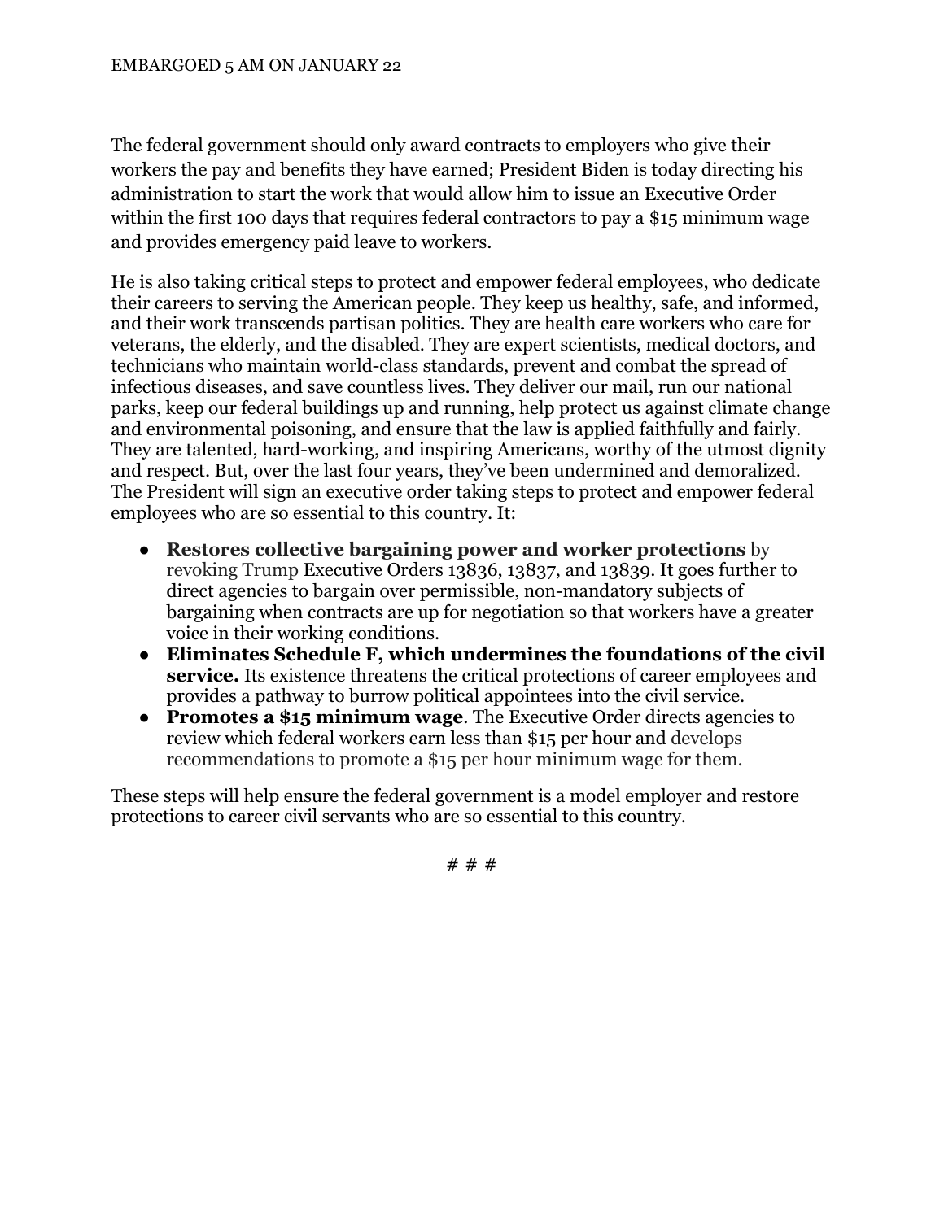The federal government should only award contracts to employers who give their workers the pay and benefits they have earned; President Biden is today directing his administration to start the work that would allow him to issue an Executive Order within the first 100 days that requires federal contractors to pay a $15 minimum wage and provides emergency paid leave to workers.

He is also taking critical steps to protect and empower federal employees, who dedicate their careers to serving the American people. They keep us healthy, safe, and informed, and their work transcends partisan politics. They are health care workers who care for veterans, the elderly, and the disabled. They are expert scientists, medical doctors, and technicians who maintain world-class standards, prevent and combat the spread of infectious diseases, and save countless lives. They deliver our mail, run our national parks, keep our federal buildings up and running, help protect us against climate change and environmental poisoning, and ensure that the law is applied faithfully and fairly. They are talented, hard-working, and inspiring Americans, worthy of the utmost dignity and respect. But, over the last four years, they've been undermined and demoralized. The President will sign an executive order taking steps to protect and empower federal employees who are so essential to this country. It:

- **Restores collective bargaining power and worker protections** by revoking Trump Executive Orders 13836, 13837, and 13839. It goes further to direct agencies to bargain over permissible, non-mandatory subjects of bargaining when contracts are up for negotiation so that workers have a greater voice in their working conditions.
- **Eliminates Schedule F, which undermines the foundations of the civil service.** Its existence threatens the critical protections of career employees and provides a pathway to burrow political appointees into the civil service.
- **Promotes a $15 minimum wage**. The Executive Order directs agencies to review which federal workers earn less than $15 per hour and develops recommendations to promote a $15 per hour minimum wage for them.

These steps will help ensure the federal government is a model employer and restore protections to career civil servants who are so essential to this country.

# # #